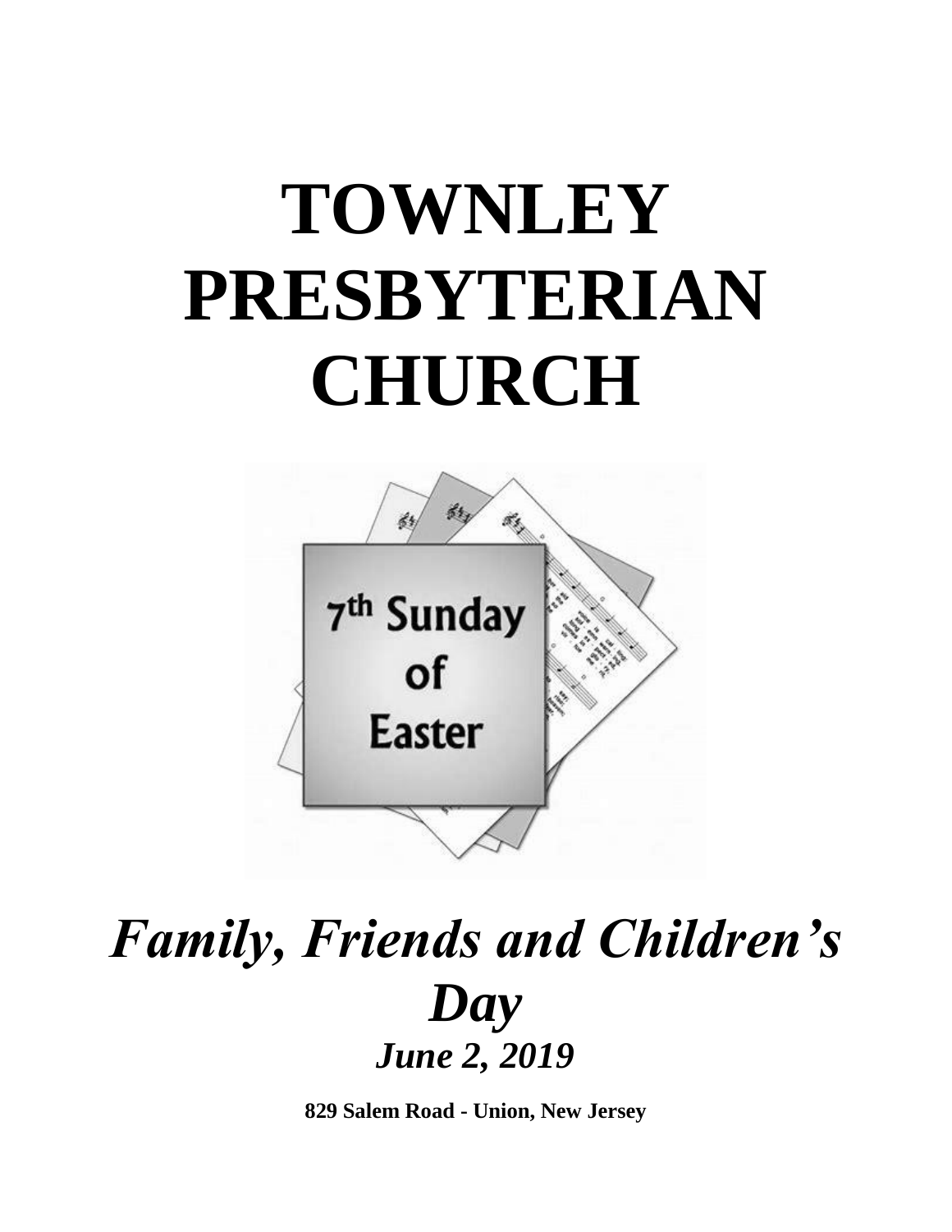# TOWNLEY PRESBYTERIAN CHURCH

7th Sunday of Easter

## *Family, Friends and Children's Day*

### *June 2, 2019*

**829 Salem Road - Union, New Jersey**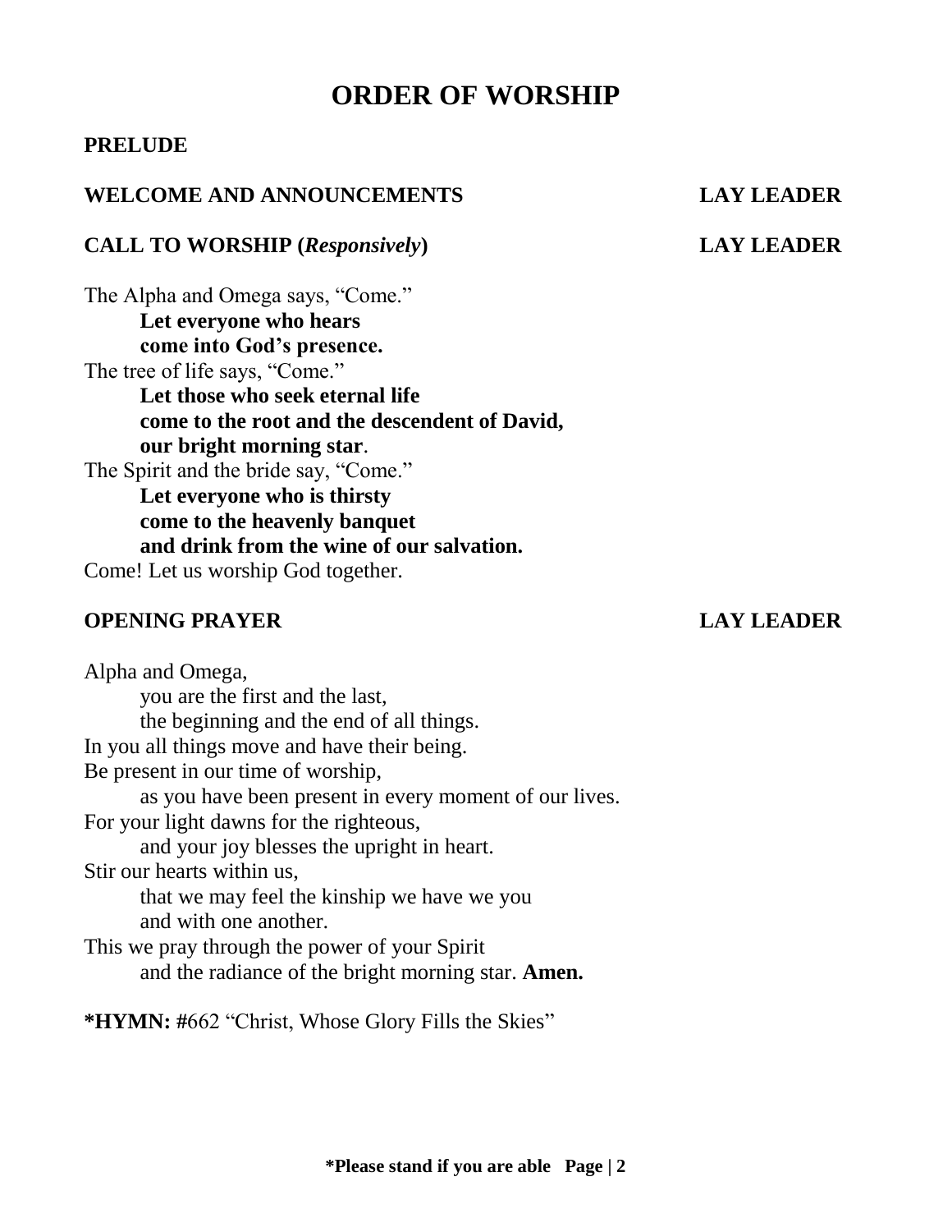# ORDER OF WORSHIP

**PRELUDE**

**WELCOME AND ANNOUNCEMENTS** **LAY LEADER**

**CALL TO WORSHIP (*Responsively*)** **LAY LEADER**

The Alpha and Omega says, "Come."
**Let everyone who hears**
**come into God's presence.**
The tree of life says, "Come."
**Let those who seek eternal life**
**come to the root and the descendent of David,**
**our bright morning star**.
The Spirit and the bride say, "Come."
**Let everyone who is thirsty**
**come to the heavenly banquet**
**and drink from the wine of our salvation.**
Come! Let us worship God together.

**OPENING PRAYER** **LAY LEADER**

Alpha and Omega,
you are the first and the last,
the beginning and the end of all things.
In you all things move and have their being.
Be present in our time of worship,
as you have been present in every moment of our lives.
For your light dawns for the righteous,
and your joy blesses the upright in heart.
Stir our hearts within us,
that we may feel the kinship we have we you
and with one another.
This we pray through the power of your Spirit
and the radiance of the bright morning star. **Amen.**

**\*HYMN: #**662 "Christ, Whose Glory Fills the Skies"

**\*Please stand if you are able**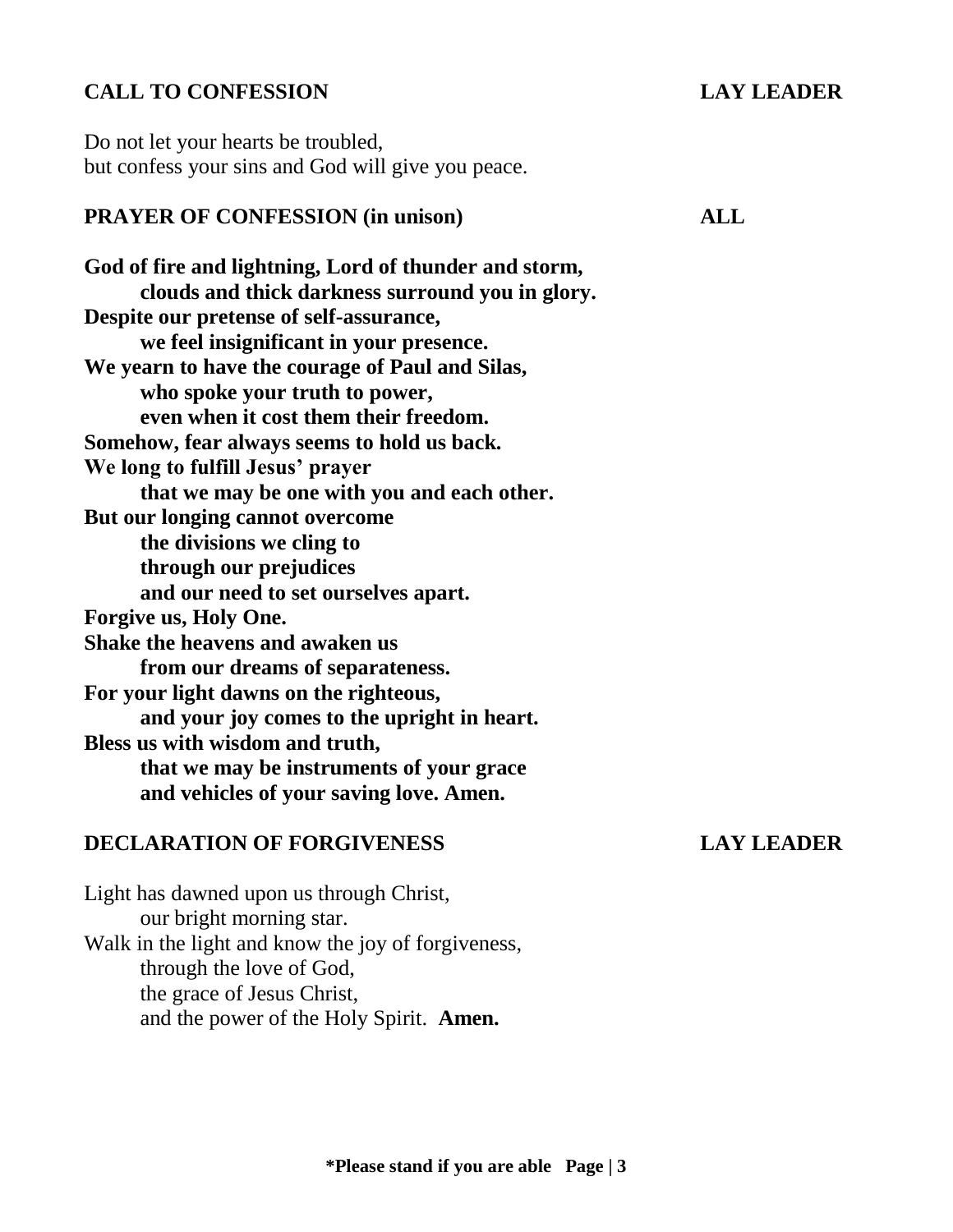## CALL TO CONFESSION LAY LEADER

Do not let your hearts be troubled,
but confess your sins and God will give you peace.

## PRAYER OF CONFESSION (in unison) ALL

**God of fire and lightning, Lord of thunder and storm,**
**clouds and thick darkness surround you in glory.**
**Despite our pretense of self-assurance,**
**we feel insignificant in your presence.**
**We yearn to have the courage of Paul and Silas,**
**who spoke your truth to power,**
**even when it cost them their freedom.**
**Somehow, fear always seems to hold us back.**
**We long to fulfill Jesus' prayer**
**that we may be one with you and each other.**
**But our longing cannot overcome**
**the divisions we cling to**
**through our prejudices**
**and our need to set ourselves apart.**
**Forgive us, Holy One.**
**Shake the heavens and awaken us**
**from our dreams of separateness.**
**For your light dawns on the righteous,**
**and your joy comes to the upright in heart.**
**Bless us with wisdom and truth,**
**that we may be instruments of your grace**
**and vehicles of your saving love. Amen.**

## DECLARATION OF FORGIVENESS LAY LEADER

Light has dawned upon us through Christ,
our bright morning star.
Walk in the light and know the joy of forgiveness,
through the love of God,
the grace of Jesus Christ,
and the power of the Holy Spirit. **Amen.**

**\*Please stand if you are able**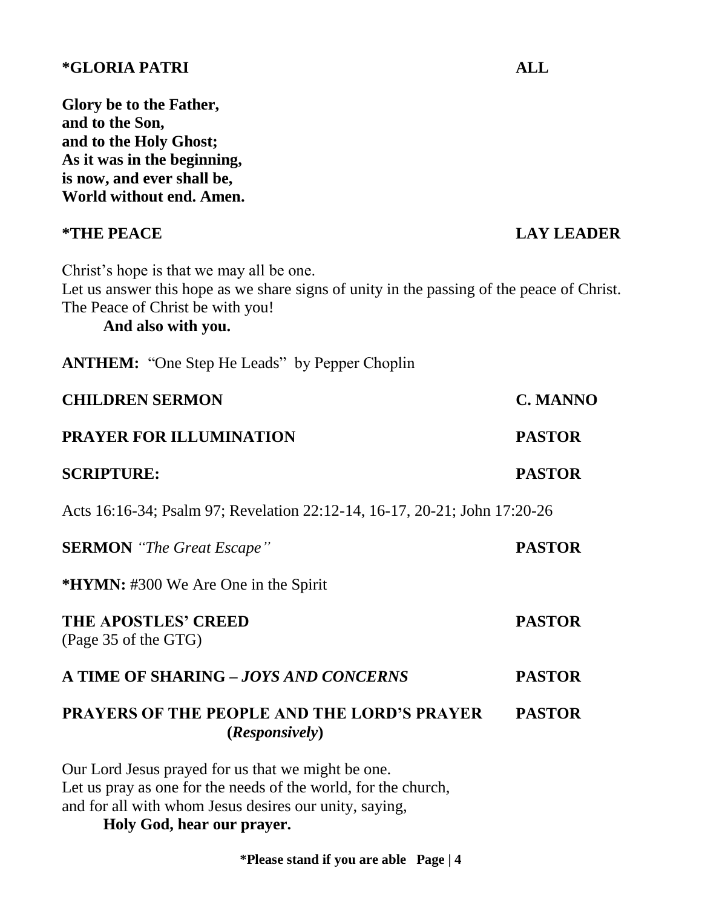**\*GLORIA PATRI** **ALL**

**Glory be to the Father,**
**and to the Son,**
**and to the Holy Ghost;**
**As it was in the beginning,**
**is now, and ever shall be,**
**World without end. Amen.**

**\*THE PEACE** **LAY LEADER**

Christ's hope is that we may all be one.
Let us answer this hope as we share signs of unity in the passing of the peace of Christ.
The Peace of Christ be with you!
**And also with you.**

**ANTHEM:** "One Step He Leads" by Pepper Choplin

**CHILDREN SERMON** **C. MANNO**

**PRAYER FOR ILLUMINATION** **PASTOR**

**SCRIPTURE:** **PASTOR**

Acts 16:16-34; Psalm 97; Revelation 22:12-14, 16-17, 20-21; John 17:20-26

**SERMON** *"The Great Escape"* **PASTOR**

**\*HYMN:** #300 We Are One in the Spirit

**THE APOSTLES' CREED** **PASTOR**
(Page 35 of the GTG)

**A TIME OF SHARING –** ***JOYS AND CONCERNS*** **PASTOR**

**PRAYERS OF THE PEOPLE AND THE LORD'S PRAYER** **PASTOR**
**(*Responsively*)**

Our Lord Jesus prayed for us that we might be one.
Let us pray as one for the needs of the world, for the church,
and for all with whom Jesus desires our unity, saying,
**Holy God, hear our prayer.**

**\*Please stand if you are able**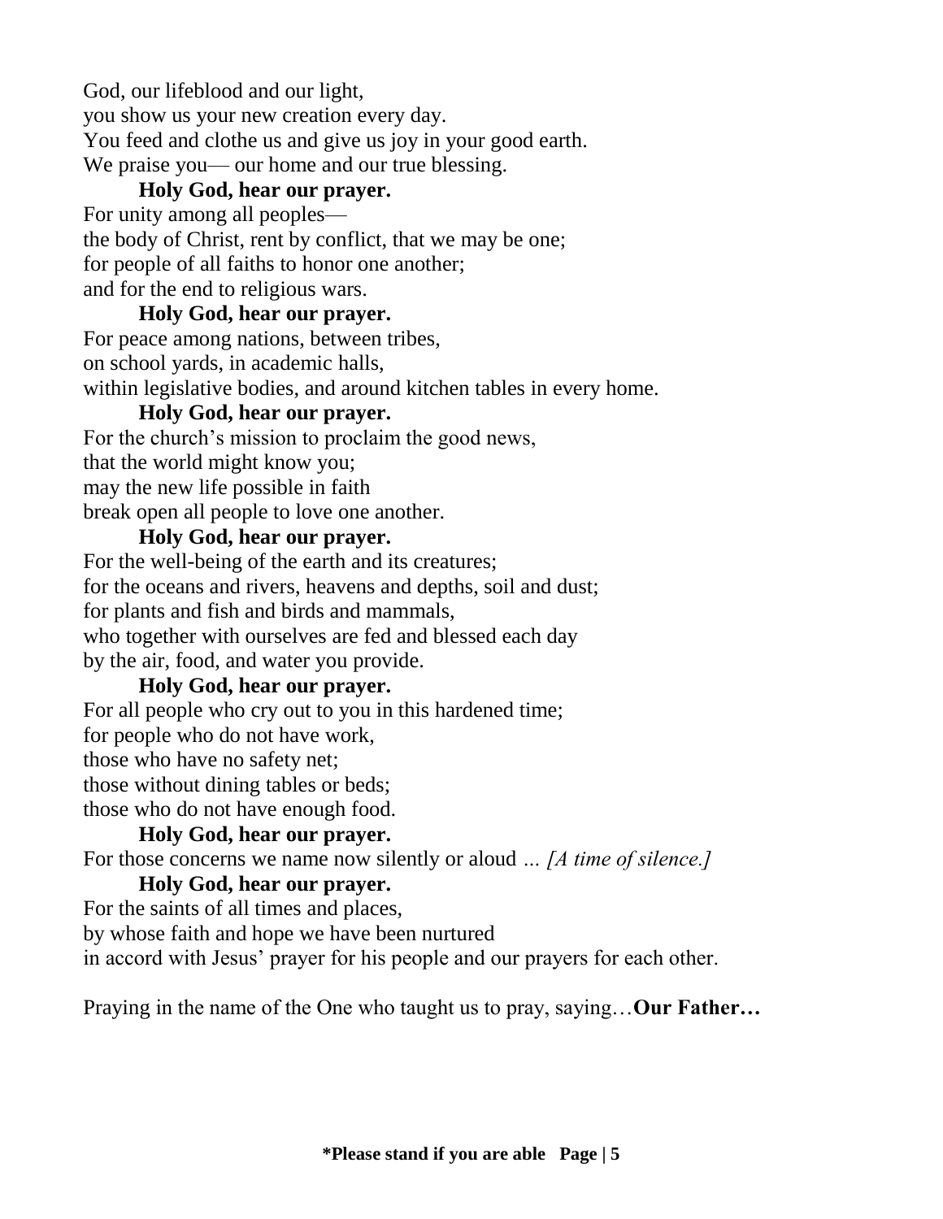God, our lifeblood and our light,  
you show us your new creation every day.  
You feed and clothe us and give us joy in your good earth.  
We praise you— our home and our true blessing.

**Holy God, hear our prayer.**

For unity among all peoples—  
the body of Christ, rent by conflict, that we may be one;  
for people of all faiths to honor one another;  
and for the end to religious wars.

**Holy God, hear our prayer.**

For peace among nations, between tribes,  
on school yards, in academic halls,  
within legislative bodies, and around kitchen tables in every home.

**Holy God, hear our prayer.**

For the church's mission to proclaim the good news,  
that the world might know you;  
may the new life possible in faith  
break open all people to love one another.

**Holy God, hear our prayer.**

For the well-being of the earth and its creatures;  
for the oceans and rivers, heavens and depths, soil and dust;  
for plants and fish and birds and mammals,  
who together with ourselves are fed and blessed each day  
by the air, food, and water you provide.

**Holy God, hear our prayer.**

For all people who cry out to you in this hardened time;  
for people who do not have work,  
those who have no safety net;  
those without dining tables or beds;  
those who do not have enough food.

**Holy God, hear our prayer.**

For those concerns we name now silently or aloud … *[A time of silence.]*

**Holy God, hear our prayer.**

For the saints of all times and places,  
by whose faith and hope we have been nurtured  
in accord with Jesus' prayer for his people and our prayers for each other.

Praying in the name of the One who taught us to pray, saying…**Our Father…**

**\*Please stand if you are able**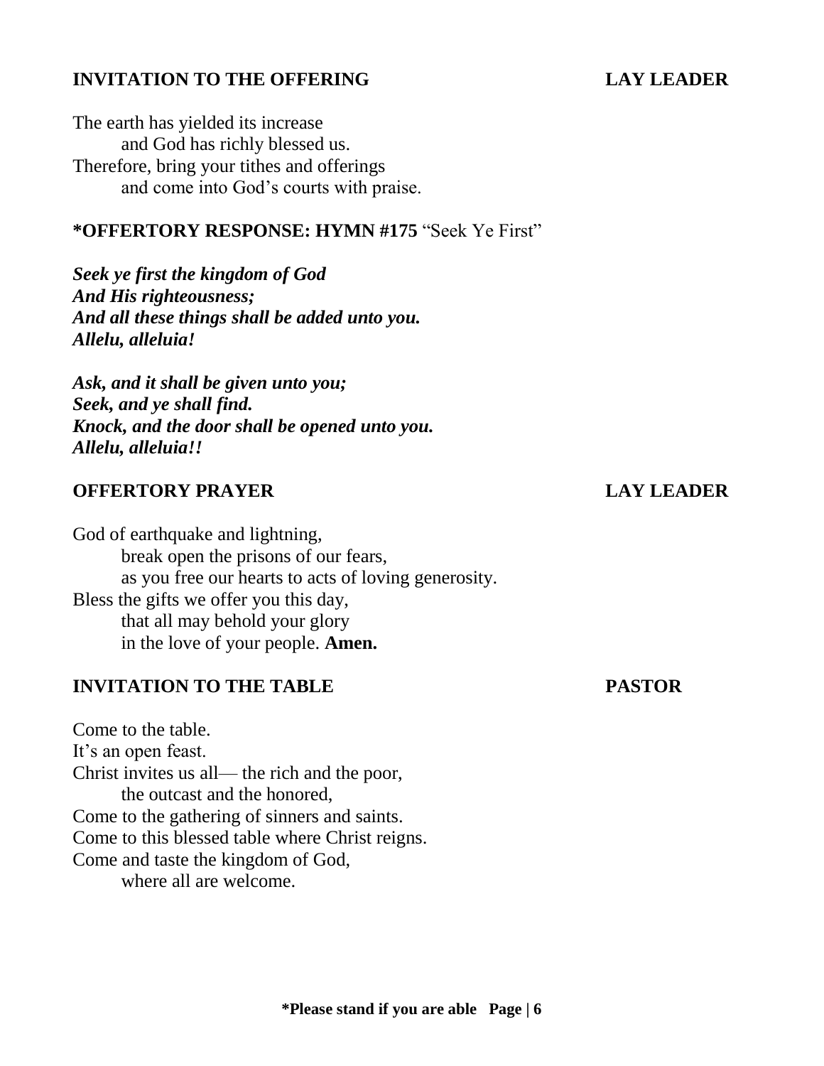**INVITATION TO THE OFFERING** **LAY LEADER**

The earth has yielded its increase
and God has richly blessed us.
Therefore, bring your tithes and offerings
and come into God's courts with praise.

**\*OFFERTORY RESPONSE: HYMN #175** "Seek Ye First"

***Seek ye first the kingdom of God***
***And His righteousness;***
***And all these things shall be added unto you.***
***Allelu, alleluia!***

***Ask, and it shall be given unto you;***
***Seek, and ye shall find.***
***Knock, and the door shall be opened unto you.***
***Allelu, alleluia!!***

**OFFERTORY PRAYER** **LAY LEADER**

God of earthquake and lightning,
break open the prisons of our fears,
as you free our hearts to acts of loving generosity.
Bless the gifts we offer you this day,
that all may behold your glory
in the love of your people. **Amen.**

**INVITATION TO THE TABLE** **PASTOR**

Come to the table.
It's an open feast.
Christ invites us all— the rich and the poor,
the outcast and the honored,
Come to the gathering of sinners and saints.
Come to this blessed table where Christ reigns.
Come and taste the kingdom of God,
where all are welcome.

**\*Please stand if you are able**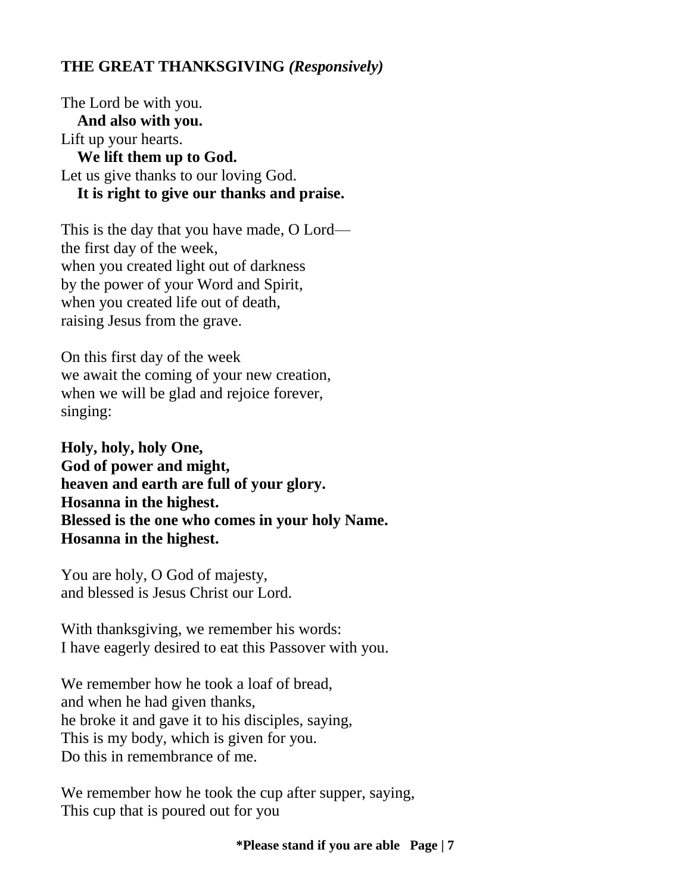## THE GREAT THANKSGIVING *(Responsively)*

The Lord be with you.
  **And also with you.**
Lift up your hearts.
  **We lift them up to God.**
Let us give thanks to our loving God.
  **It is right to give our thanks and praise.**

This is the day that you have made, O Lord—
the first day of the week,
when you created light out of darkness
by the power of your Word and Spirit,
when you created life out of death,
raising Jesus from the grave.

On this first day of the week
we await the coming of your new creation,
when we will be glad and rejoice forever,
singing:

**Holy, holy, holy One,**
**God of power and might,**
**heaven and earth are full of your glory.**
**Hosanna in the highest.**
**Blessed is the one who comes in your holy Name.**
**Hosanna in the highest.**

You are holy, O God of majesty,
and blessed is Jesus Christ our Lord.

With thanksgiving, we remember his words:
I have eagerly desired to eat this Passover with you.

We remember how he took a loaf of bread,
and when he had given thanks,
he broke it and gave it to his disciples, saying,
This is my body, which is given for you.
Do this in remembrance of me.

We remember how he took the cup after supper, saying,
This cup that is poured out for you

**\*Please stand if you are able**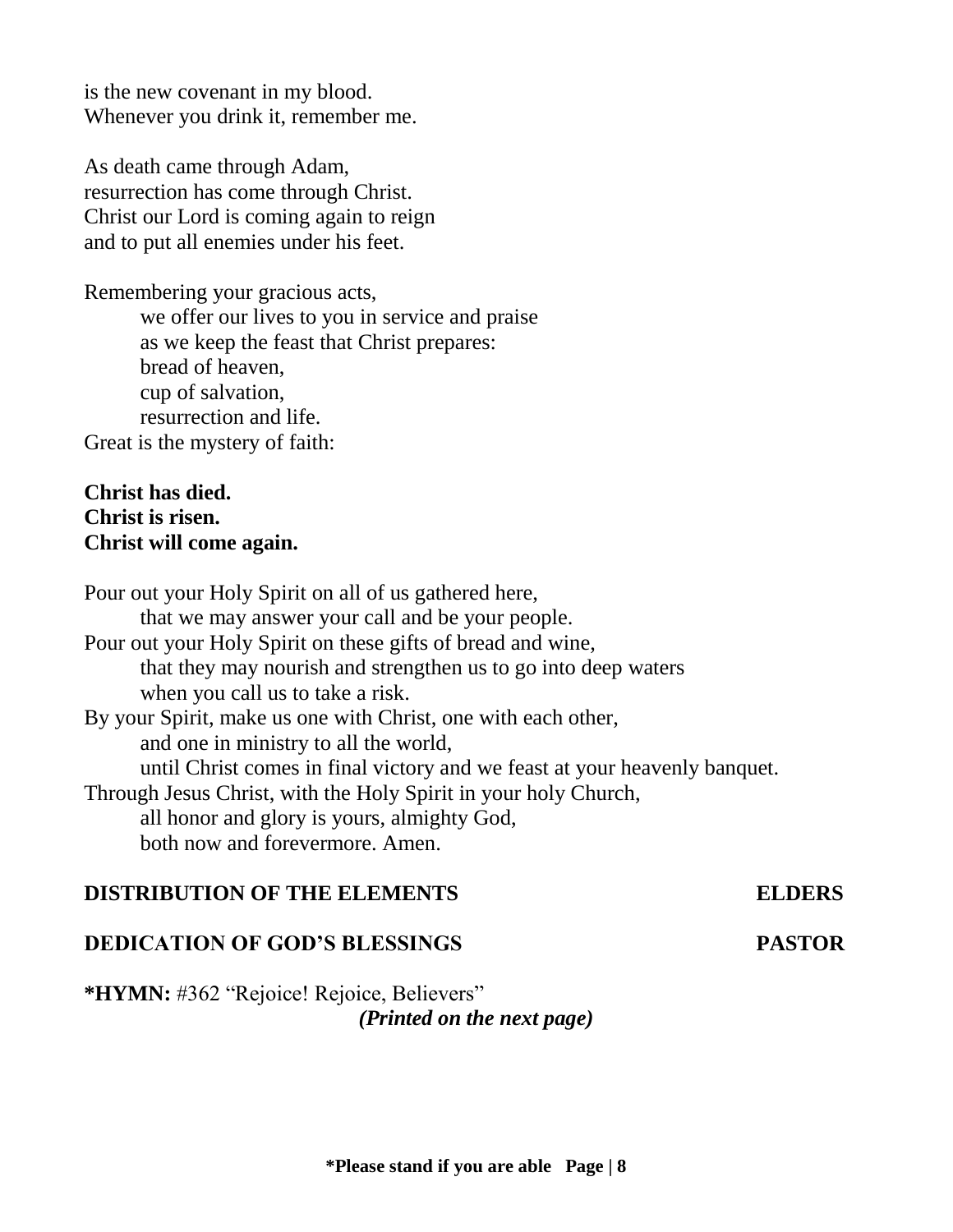is the new covenant in my blood.
Whenever you drink it, remember me.

As death came through Adam,
resurrection has come through Christ.
Christ our Lord is coming again to reign
and to put all enemies under his feet.

Remembering your gracious acts,
we offer our lives to you in service and praise
as we keep the feast that Christ prepares:
bread of heaven,
cup of salvation,
resurrection and life.
Great is the mystery of faith:

**Christ has died.**
**Christ is risen.**
**Christ will come again.**

Pour out your Holy Spirit on all of us gathered here,
that we may answer your call and be your people.
Pour out your Holy Spirit on these gifts of bread and wine,
that they may nourish and strengthen us to go into deep waters
when you call us to take a risk.
By your Spirit, make us one with Christ, one with each other,
and one in ministry to all the world,
until Christ comes in final victory and we feast at your heavenly banquet.
Through Jesus Christ, with the Holy Spirit in your holy Church,
all honor and glory is yours, almighty God,
both now and forevermore. Amen.

**DISTRIBUTION OF THE ELEMENTS** **ELDERS**

**DEDICATION OF GOD'S BLESSINGS** **PASTOR**

***HYMN:** #362 "Rejoice! Rejoice, Believers"
***(Printed on the next page)***

**\*Please stand if you are able**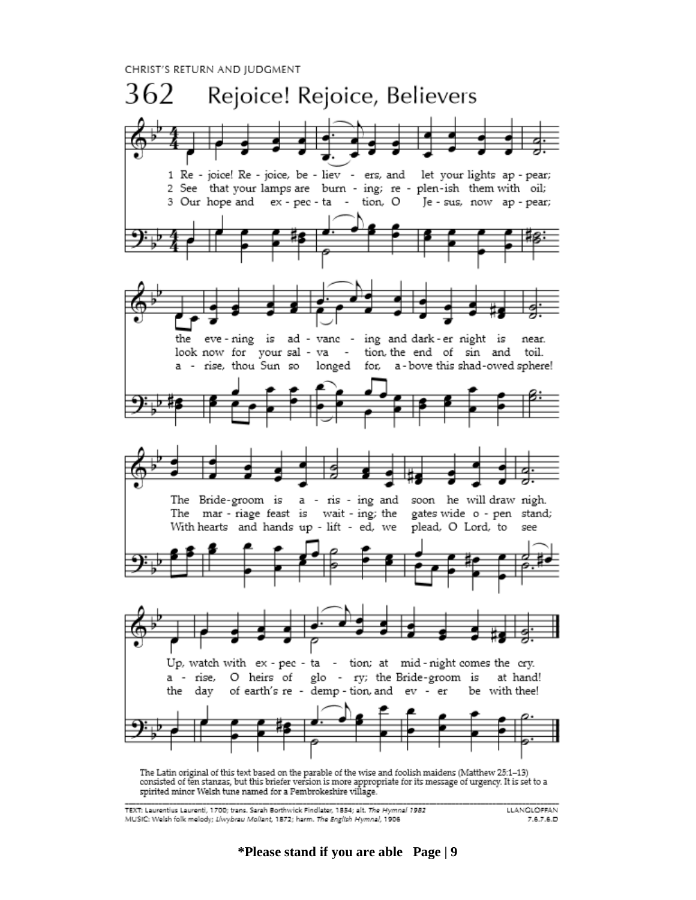CHRIST'S RETURN AND JUDGMENT

# 362 Rejoice! Rejoice, Believers

1 Rejoice! Rejoice, believers, and let your lights appear; the evening is advancing and darker night is near. The Bridegroom is arising and soon he will draw nigh. Up, watch with expectation; at midnight comes the cry.

2 See that your lamps are burning; replenish them with oil; look now for your salvation, the end of sin and toil. The marriage feast is waiting; the gates wide open stand; arise, O heirs of glory; the Bridegroom is at hand!

3 Our hope and expectation, O Jesus, now appear; arise, thou Sun so longed for, above this shadowed sphere! With hearts and hands uplifted, we plead, O Lord, to see the day of earth's redemption, and ever be with thee!

The Latin original of this text based on the parable of the wise and foolish maidens (Matthew 25:1–13) consisted of ten stanzas, but this briefer version is more appropriate for its message of urgency. It is set to a spirited minor Welsh tune named for a Pembrokeshire village.

TEXT: Laurentius Laurenti, 1700; trans. Sarah Borthwick Findlater, 1854; alt. *The Hymnal 1982*
MUSIC: Welsh folk melody; *Llwybrau Moliant*, 1872; harm. *The English Hymnal*, 1906

LLANGLOFFAN
7.6.7.6.D

**\*Please stand if you are able**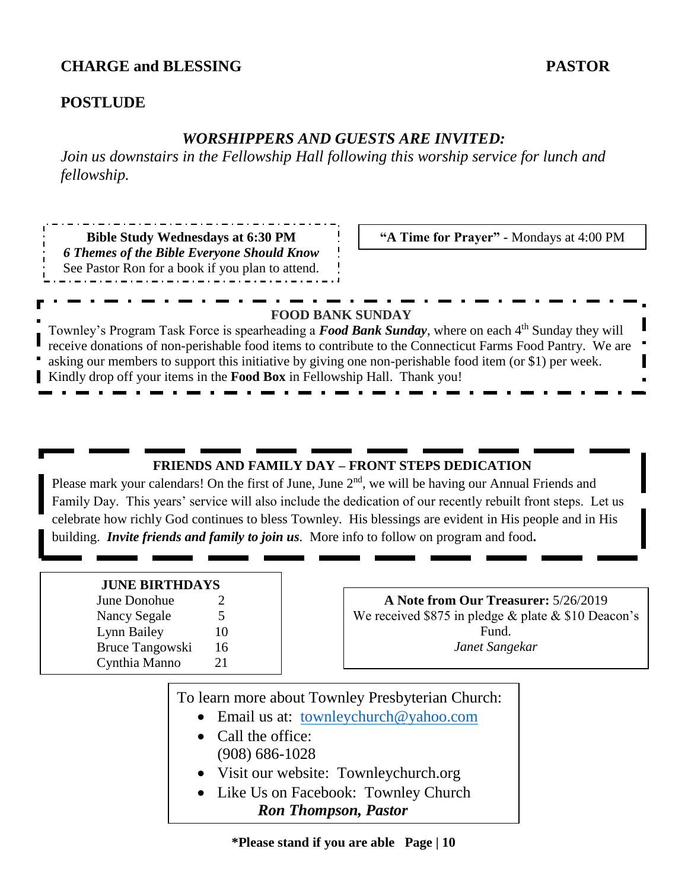**CHARGE and BLESSING** **PASTOR**

**POSTLUDE**

***WORSHIPPERS AND GUESTS ARE INVITED:***

*Join us downstairs in the Fellowship Hall following this worship service for lunch and fellowship.*

**Bible Study Wednesdays at 6:30 PM**
***6 Themes of the Bible Everyone Should Know***
See Pastor Ron for a book if you plan to attend.

**"A Time for Prayer"** - Mondays at 4:00 PM

**FOOD BANK SUNDAY**

Townley's Program Task Force is spearheading a ***Food Bank Sunday***, where on each 4th Sunday they will receive donations of non-perishable food items to contribute to the Connecticut Farms Food Pantry. We are asking our members to support this initiative by giving one non-perishable food item (or $1) per week. Kindly drop off your items in the **Food Box** in Fellowship Hall. Thank you!

**FRIENDS AND FAMILY DAY – FRONT STEPS DEDICATION**

Please mark your calendars! On the first of June, June 2nd, we will be having our Annual Friends and Family Day. This years' service will also include the dedication of our recently rebuilt front steps. Let us celebrate how richly God continues to bless Townley. His blessings are evident in His people and in His building. ***Invite friends and family to join us***. More info to follow on program and food**.**

**JUNE BIRTHDAYS**

| | |
|---|---|
| June Donohue | 2 |
| Nancy Segale | 5 |
| Lynn Bailey | 10 |
| Bruce Tangowski | 16 |
| Cynthia Manno | 21 |

**A Note from Our Treasurer:** 5/26/2019
We received $875 in pledge & plate & $10 Deacon's Fund.
*Janet Sangekar*

To learn more about Townley Presbyterian Church:

- Email us at: townleychurch@yahoo.com
- Call the office: (908) 686-1028
- Visit our website: Townleychurch.org
- Like Us on Facebook: Townley Church

***Ron Thompson, Pastor***

**\*Please stand if you are able**